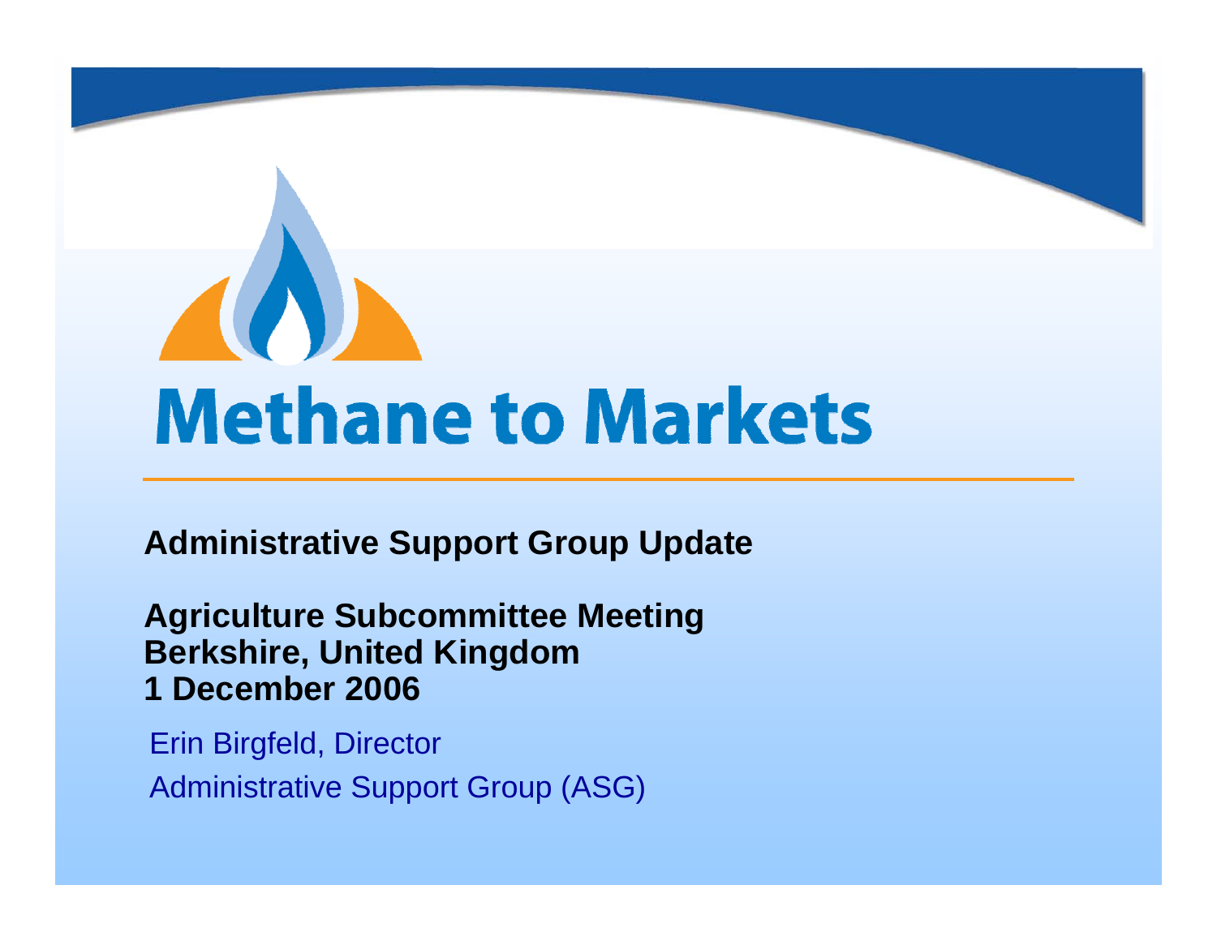# Methane to Markets

**Administrative Support Group Update**

**Agriculture Subcommittee Meeting**
**Berkshire, United Kingdom**
**1 December 2006**

Erin Birgfeld, Director

Administrative Support Group (ASG)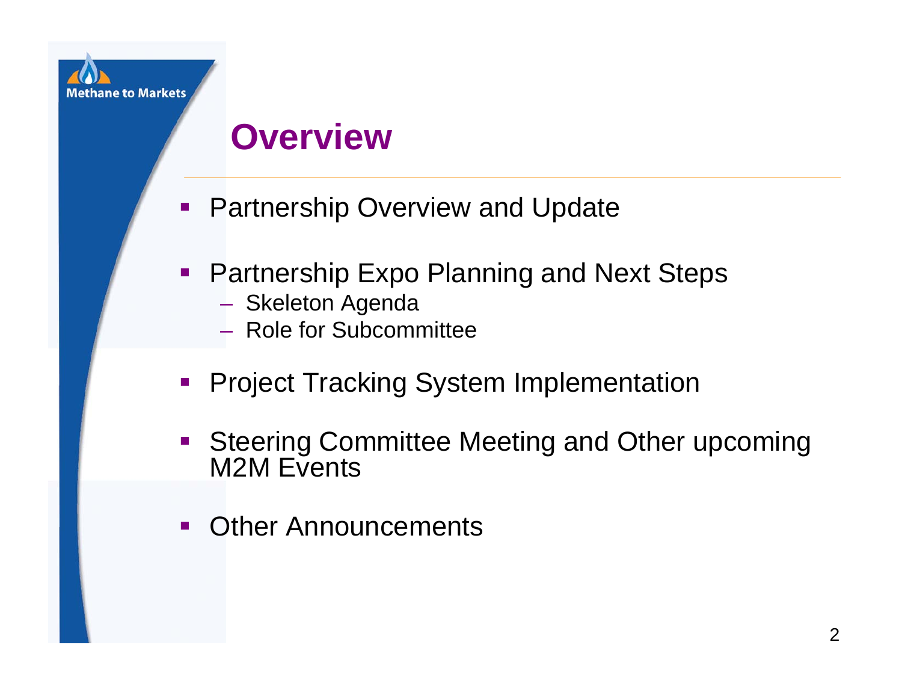# Overview

- Partnership Overview and Update
- Partnership Expo Planning and Next Steps
  - Skeleton Agenda
  - Role for Subcommittee
- Project Tracking System Implementation
- Steering Committee Meeting and Other upcoming M2M Events
- Other Announcements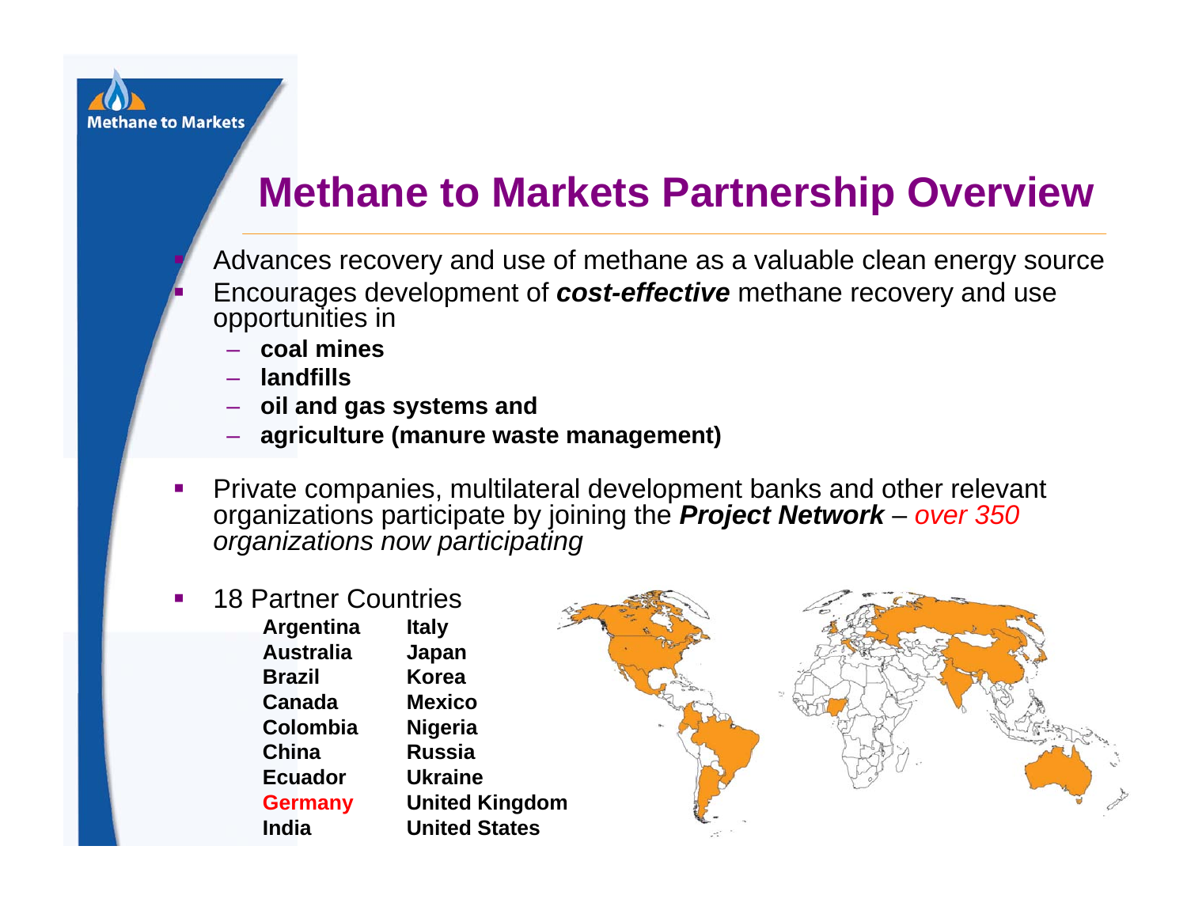# Methane to Markets Partnership Overview

- Advances recovery and use of methane as a valuable clean energy source
- Encourages development of ***cost-effective*** methane recovery and use opportunities in
  - **coal mines**
  - **landfills**
  - **oil and gas systems and**
  - **agriculture (manure waste management)**
- Private companies, multilateral development banks and other relevant organizations participate by joining the ***Project Network*** – *over 350 organizations now participating*
- 18 Partner Countries

| | |
|---|---|
| **Argentina** | **Italy** |
| **Australia** | **Japan** |
| **Brazil** | **Korea** |
| **Canada** | **Mexico** |
| **Colombia** | **Nigeria** |
| **China** | **Russia** |
| **Ecuador** | **Ukraine** |
| **Germany** | **United Kingdom** |
| **India** | **United States** |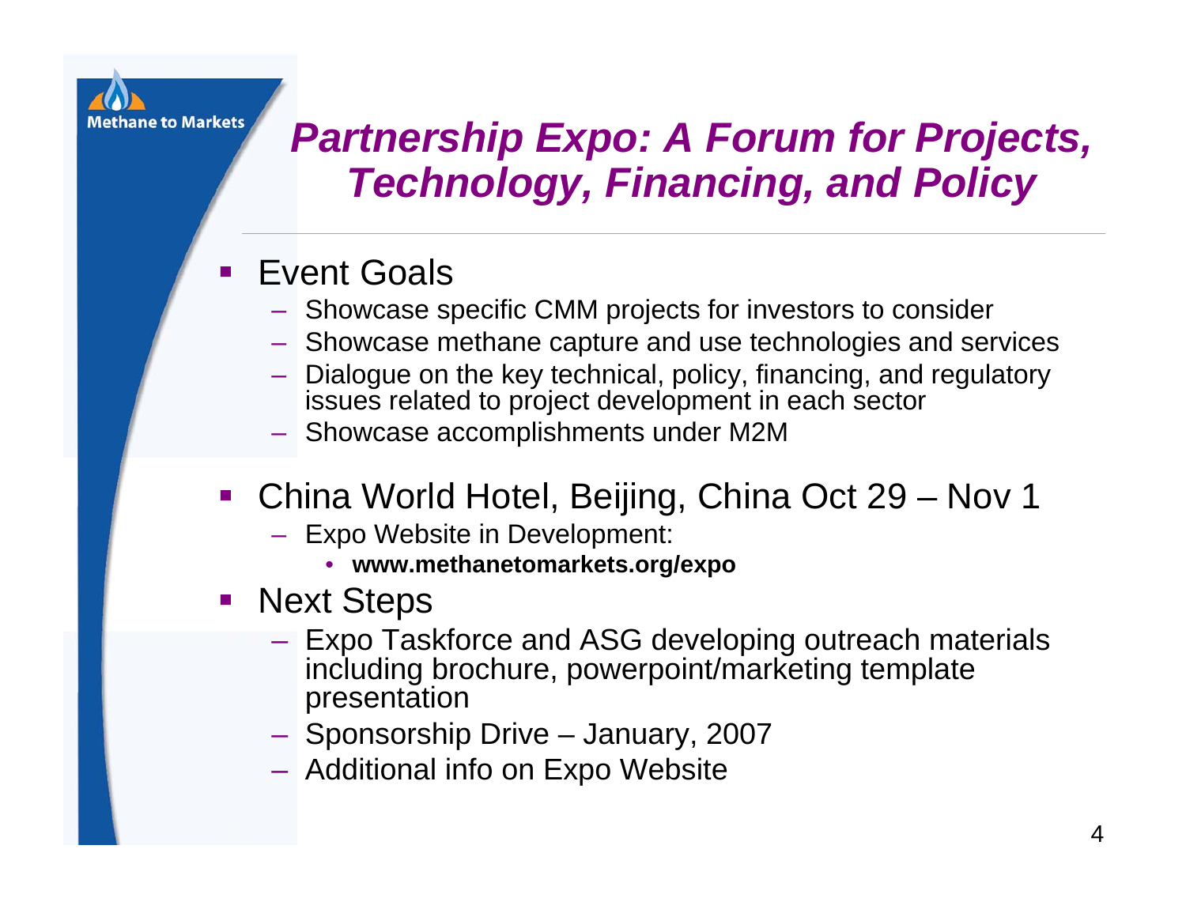# *Partnership Expo: A Forum for Projects, Technology, Financing, and Policy*

- Event Goals
  - Showcase specific CMM projects for investors to consider
  - Showcase methane capture and use technologies and services
  - Dialogue on the key technical, policy, financing, and regulatory issues related to project development in each sector
  - Showcase accomplishments under M2M
- China World Hotel, Beijing, China Oct 29 – Nov 1
  - Expo Website in Development:
    - **www.methanetomarkets.org/expo**
- Next Steps
  - Expo Taskforce and ASG developing outreach materials including brochure, powerpoint/marketing template presentation
  - Sponsorship Drive – January, 2007
  - Additional info on Expo Website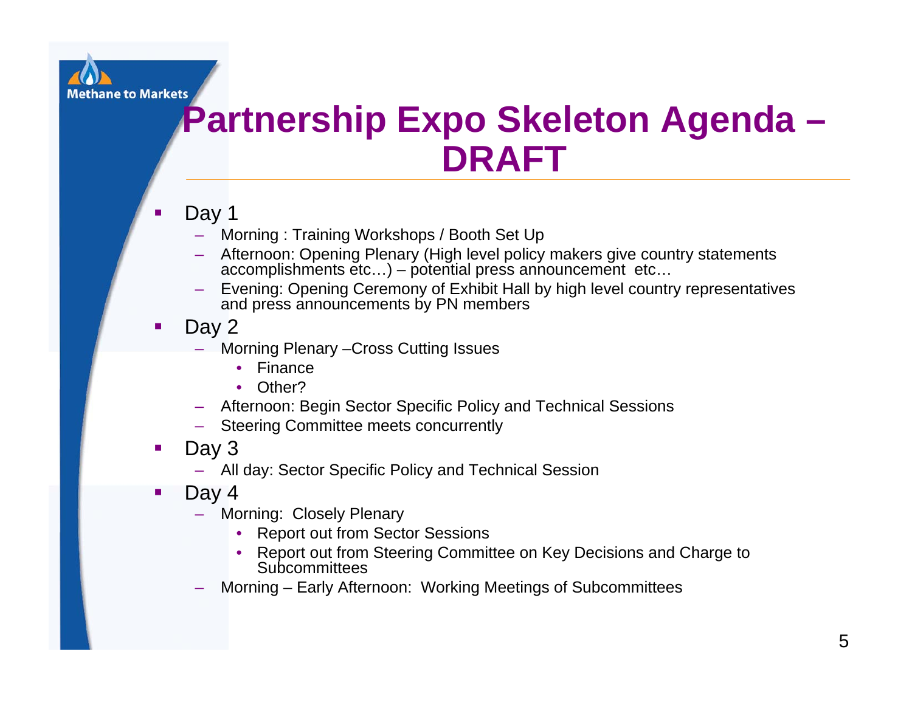# Partnership Expo Skeleton Agenda – DRAFT

- Day 1
  - Morning : Training Workshops / Booth Set Up
  - Afternoon: Opening Plenary (High level policy makers give country statements accomplishments etc…) – potential press announcement etc…
  - Evening: Opening Ceremony of Exhibit Hall by high level country representatives and press announcements by PN members
- Day 2
  - Morning Plenary –Cross Cutting Issues
    - Finance
    - Other?
  - Afternoon: Begin Sector Specific Policy and Technical Sessions
  - Steering Committee meets concurrently
- Day 3
  - All day: Sector Specific Policy and Technical Session
- Day 4
  - Morning: Closely Plenary
    - Report out from Sector Sessions
    - Report out from Steering Committee on Key Decisions and Charge to Subcommittees
  - Morning – Early Afternoon: Working Meetings of Subcommittees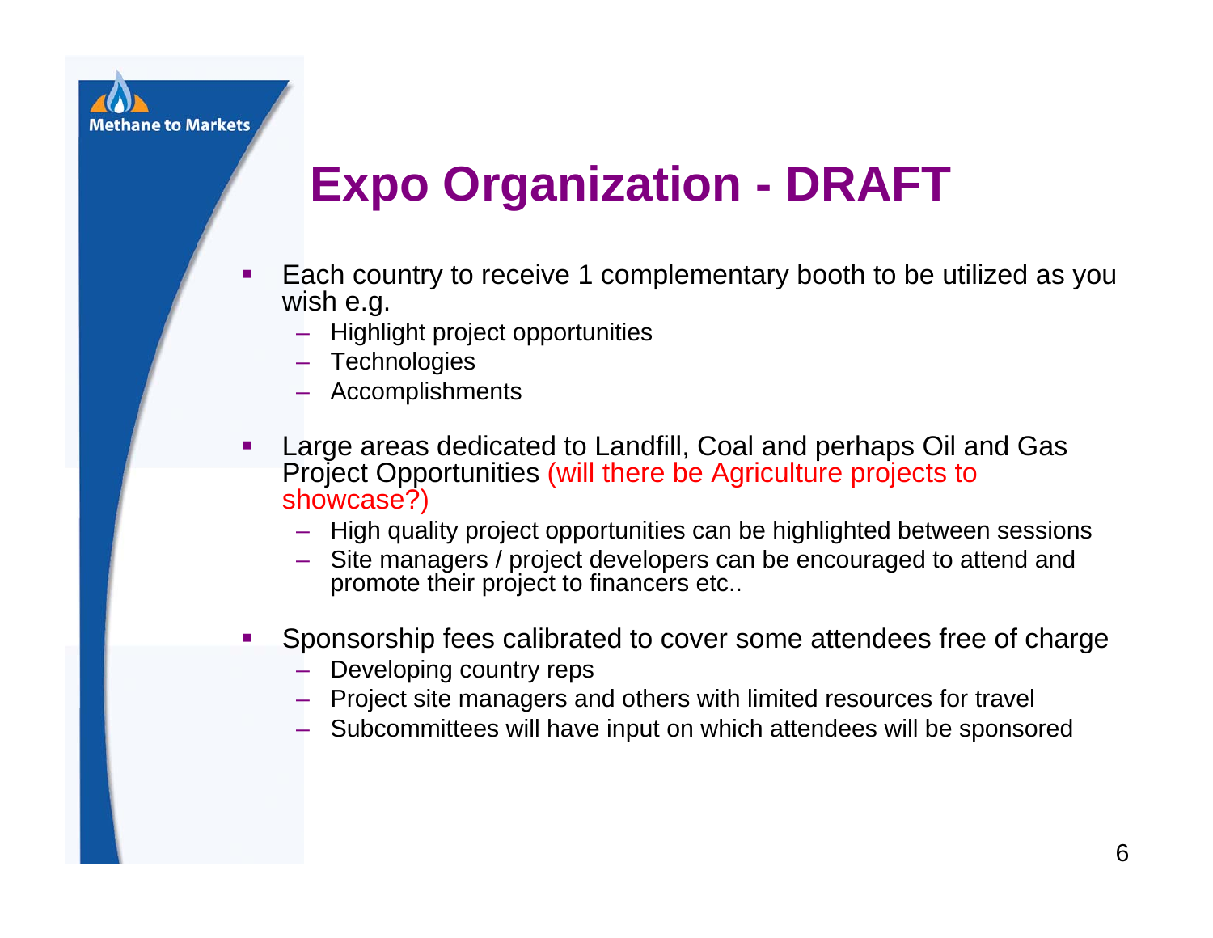# Expo Organization - DRAFT

- Each country to receive 1 complementary booth to be utilized as you wish e.g.
  - Highlight project opportunities
  - Technologies
  - Accomplishments
- Large areas dedicated to Landfill, Coal and perhaps Oil and Gas Project Opportunities (will there be Agriculture projects to showcase?)
  - High quality project opportunities can be highlighted between sessions
  - Site managers / project developers can be encouraged to attend and promote their project to financers etc..
- Sponsorship fees calibrated to cover some attendees free of charge
  - Developing country reps
  - Project site managers and others with limited resources for travel
  - Subcommittees will have input on which attendees will be sponsored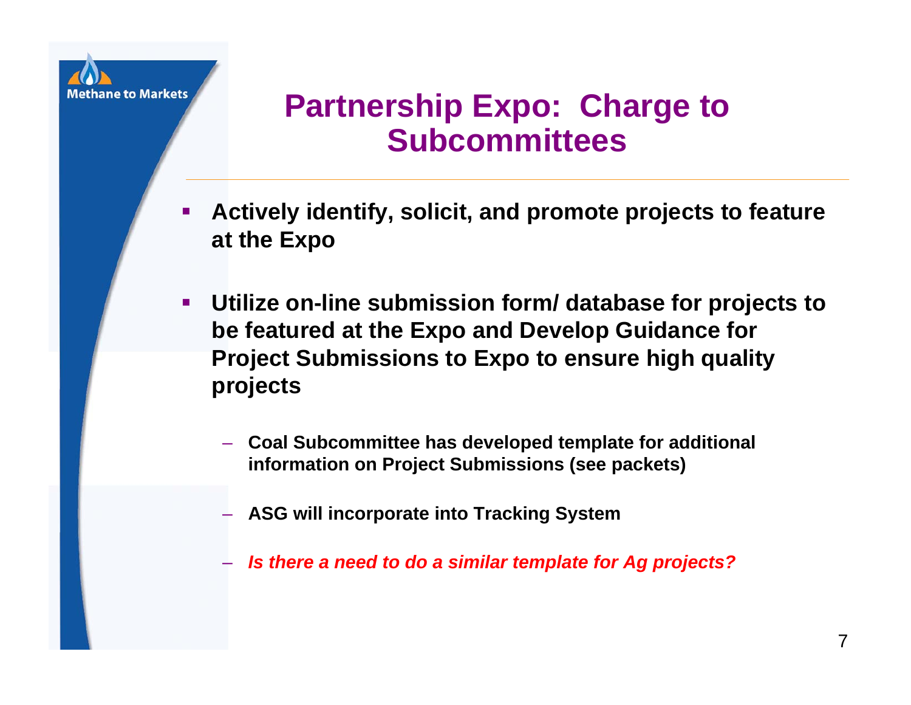# Partnership Expo: Charge to Subcommittees

- **Actively identify, solicit, and promote projects to feature at the Expo**
- **Utilize on-line submission form/ database for projects to be featured at the Expo and Develop Guidance for Project Submissions to Expo to ensure high quality projects**
  - **Coal Subcommittee has developed template for additional information on Project Submissions (see packets)**
  - **ASG will incorporate into Tracking System**
  - ***Is there a need to do a similar template for Ag projects?***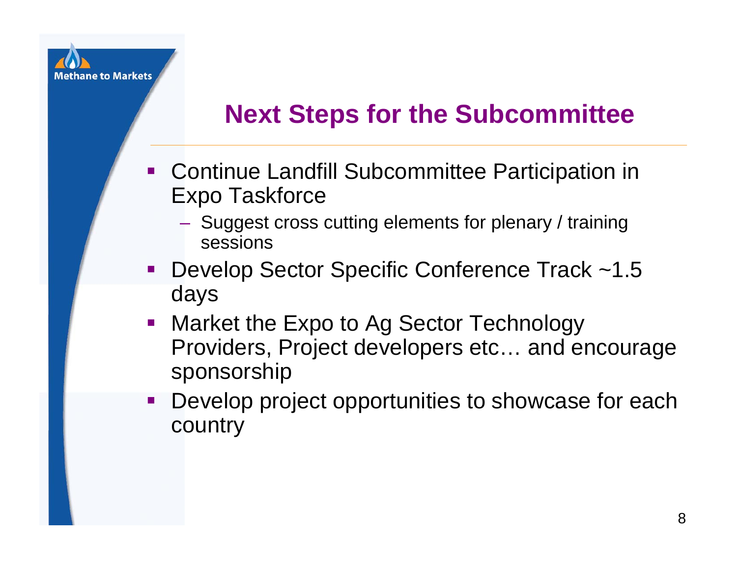# Next Steps for the Subcommittee

- Continue Landfill Subcommittee Participation in Expo Taskforce
  - Suggest cross cutting elements for plenary / training sessions
- Develop Sector Specific Conference Track ~1.5 days
- Market the Expo to Ag Sector Technology Providers, Project developers etc… and encourage sponsorship
- Develop project opportunities to showcase for each country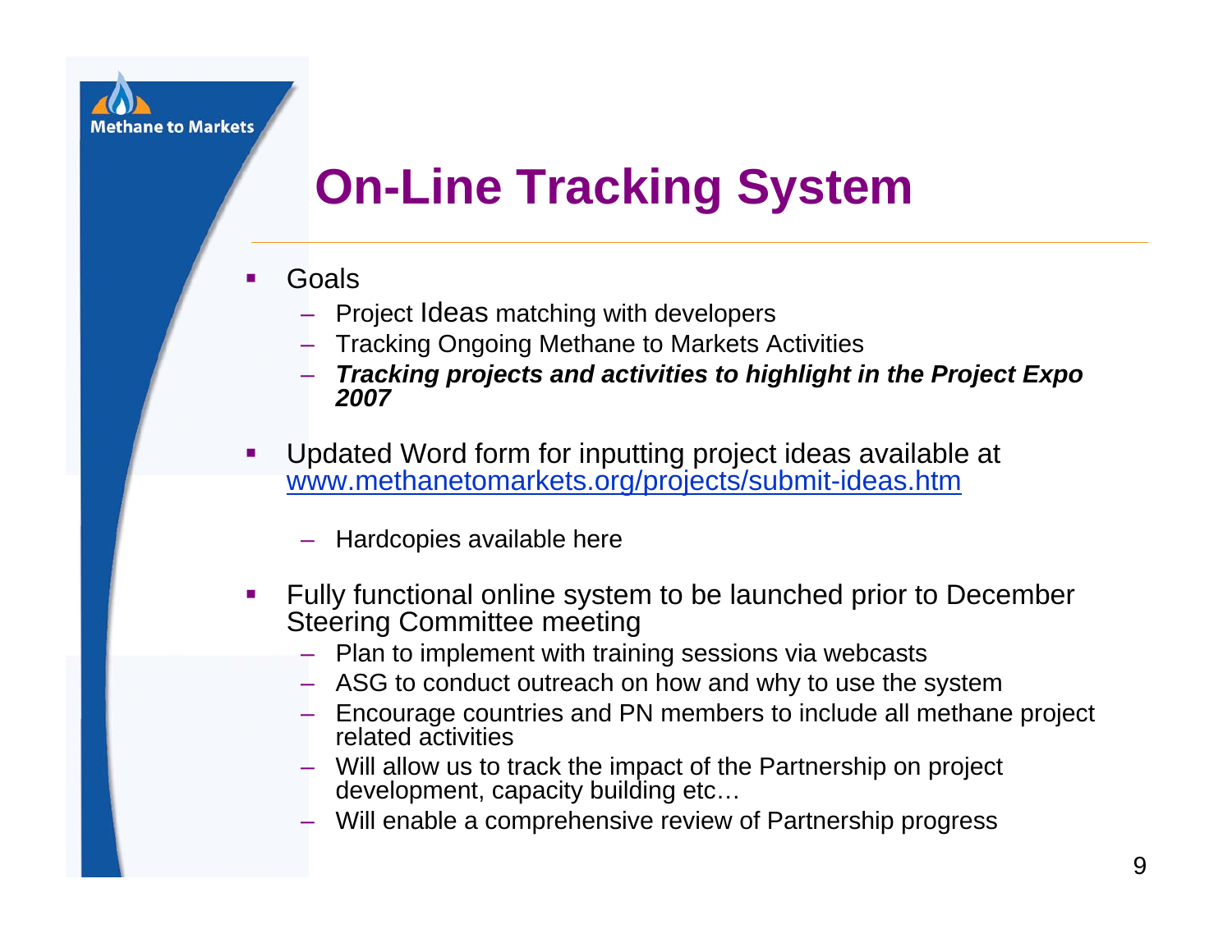# On-Line Tracking System

- Goals
  - Project Ideas matching with developers
  - Tracking Ongoing Methane to Markets Activities
  - ***Tracking projects and activities to highlight in the Project Expo 2007***
- Updated Word form for inputting project ideas available at www.methanetomarkets.org/projects/submit-ideas.htm
  - Hardcopies available here
- Fully functional online system to be launched prior to December Steering Committee meeting
  - Plan to implement with training sessions via webcasts
  - ASG to conduct outreach on how and why to use the system
  - Encourage countries and PN members to include all methane project related activities
  - Will allow us to track the impact of the Partnership on project development, capacity building etc…
  - Will enable a comprehensive review of Partnership progress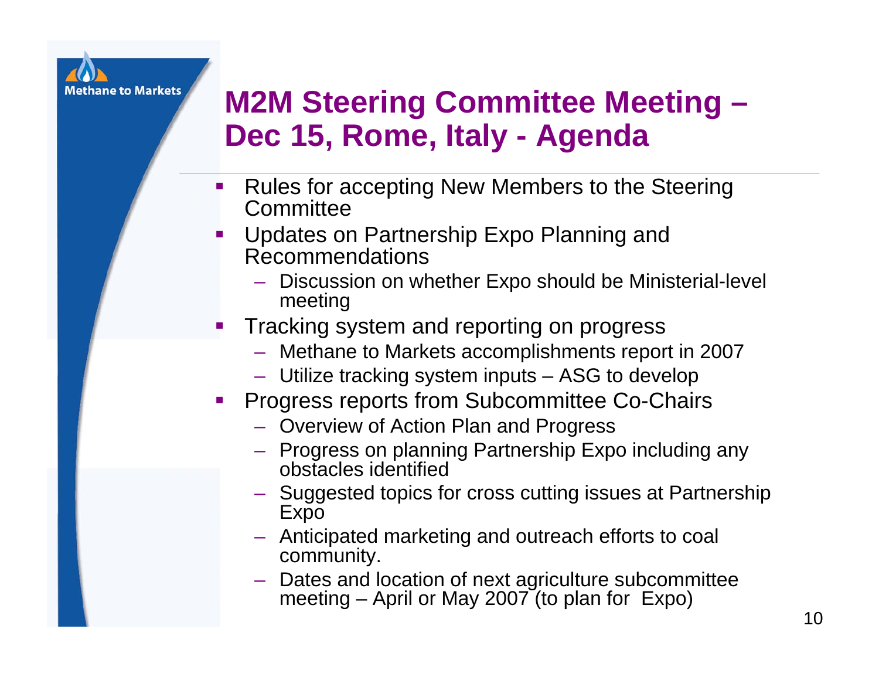## M2M Steering Committee Meeting – Dec 15, Rome, Italy - Agenda

- Rules for accepting New Members to the Steering Committee
- Updates on Partnership Expo Planning and Recommendations
  - Discussion on whether Expo should be Ministerial-level meeting
- Tracking system and reporting on progress
  - Methane to Markets accomplishments report in 2007
  - Utilize tracking system inputs – ASG to develop
- Progress reports from Subcommittee Co-Chairs
  - Overview of Action Plan and Progress
  - Progress on planning Partnership Expo including any obstacles identified
  - Suggested topics for cross cutting issues at Partnership Expo
  - Anticipated marketing and outreach efforts to coal community.
  - Dates and location of next agriculture subcommittee meeting – April or May 2007 (to plan for Expo)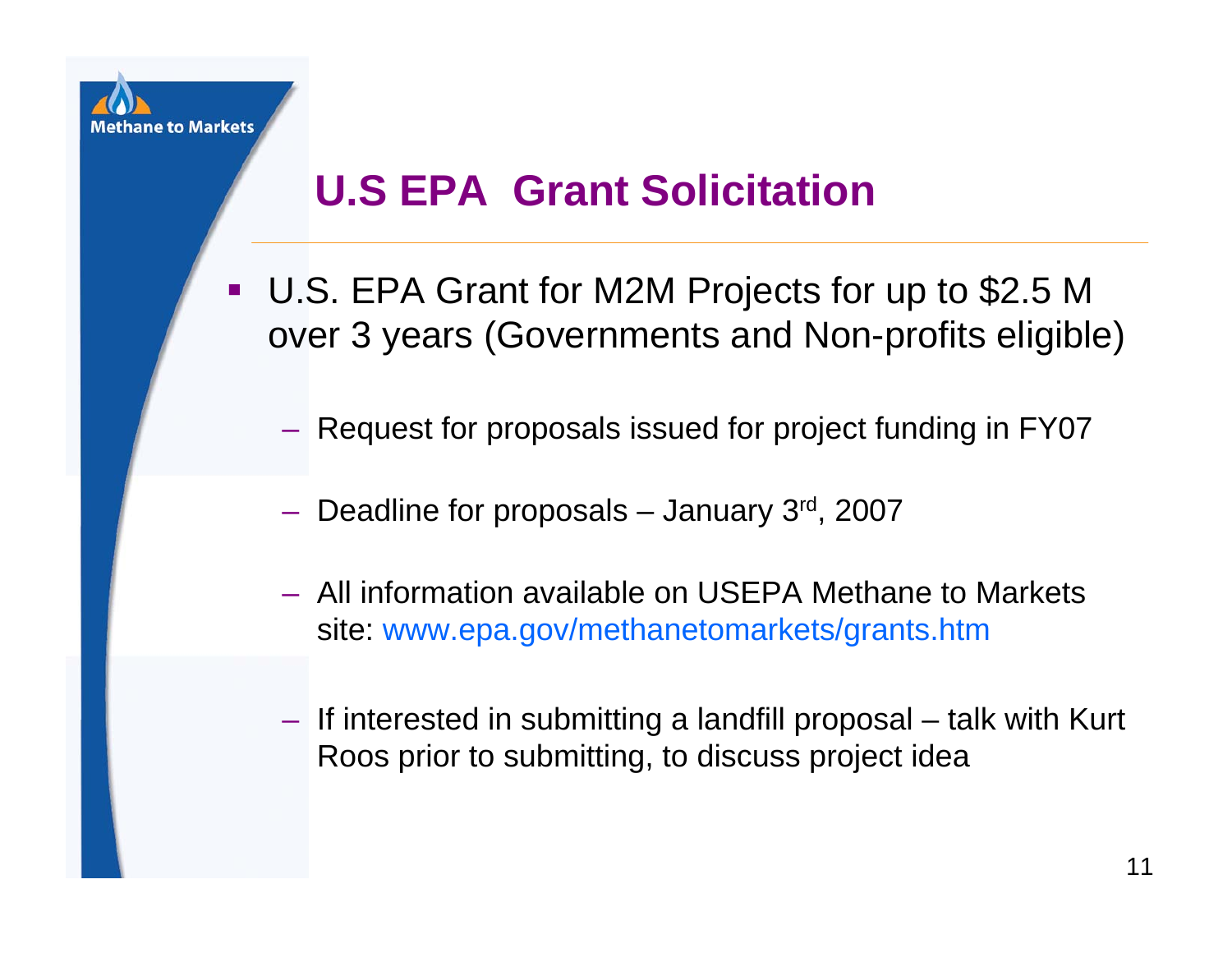# U.S EPA Grant Solicitation

- U.S. EPA Grant for M2M Projects for up to $2.5 M over 3 years (Governments and Non-profits eligible)
  - Request for proposals issued for project funding in FY07
  - Deadline for proposals – January 3rd, 2007
  - All information available on USEPA Methane to Markets site: www.epa.gov/methanetomarkets/grants.htm
  - If interested in submitting a landfill proposal – talk with Kurt Roos prior to submitting, to discuss project idea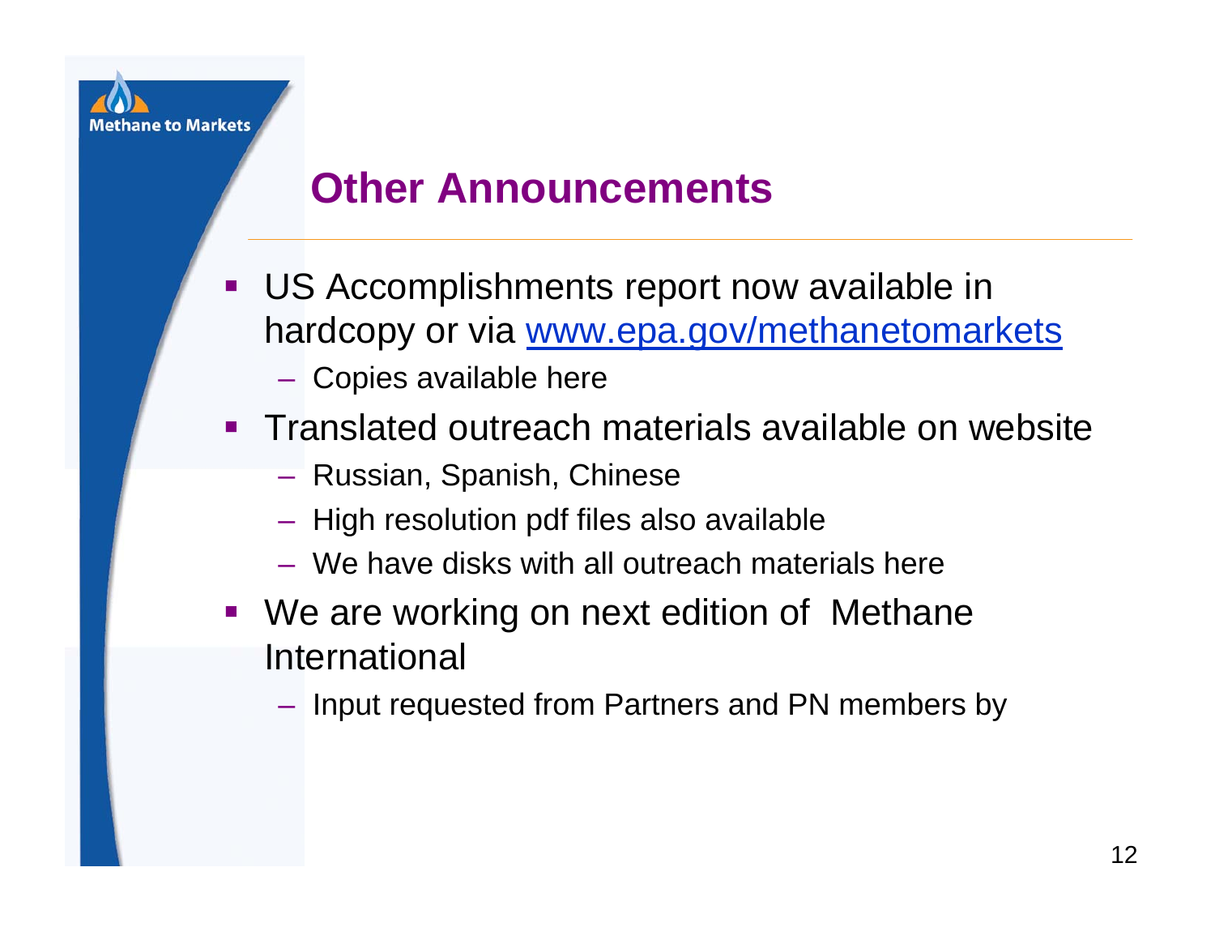Methane to Markets

# Other Announcements

- US Accomplishments report now available in hardcopy or via [www.epa.gov/methanetomarkets](http://www.epa.gov/methanetomarkets)
  - Copies available here
- Translated outreach materials available on website
  - Russian, Spanish, Chinese
  - High resolution pdf files also available
  - We have disks with all outreach materials here
- We are working on next edition of Methane International
  - Input requested from Partners and PN members by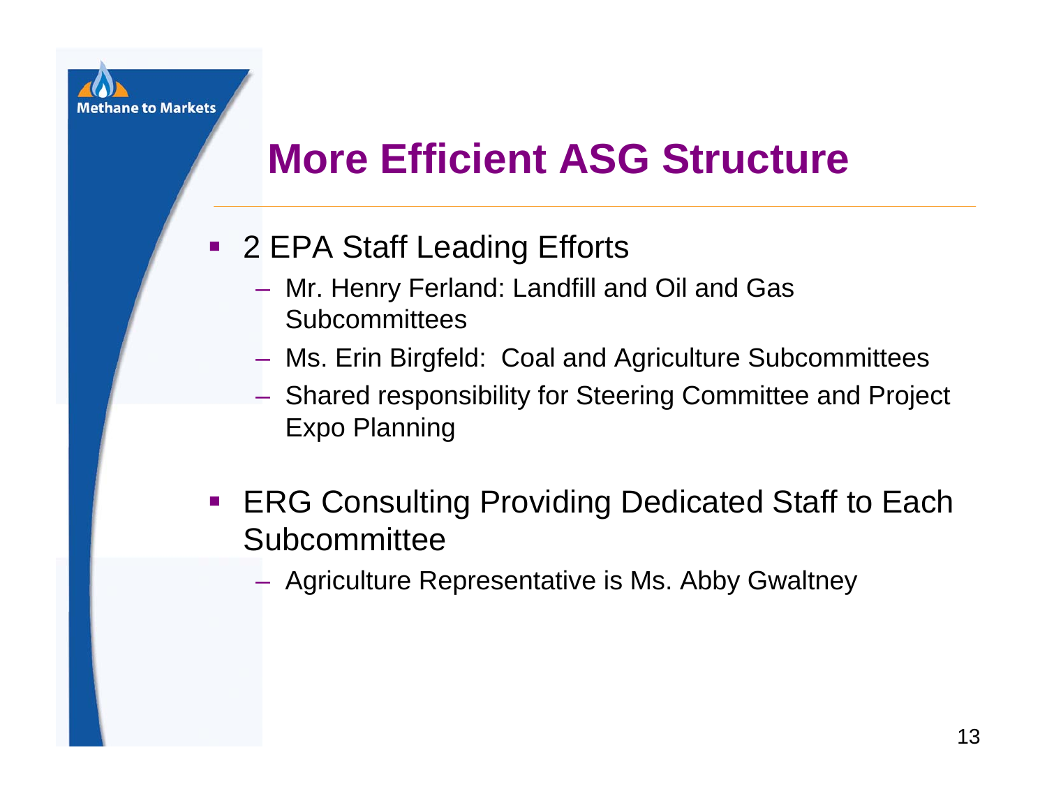# More Efficient ASG Structure

- 2 EPA Staff Leading Efforts
  - Mr. Henry Ferland: Landfill and Oil and Gas Subcommittees
  - Ms. Erin Birgfeld: Coal and Agriculture Subcommittees
  - Shared responsibility for Steering Committee and Project Expo Planning
- ERG Consulting Providing Dedicated Staff to Each Subcommittee
  - Agriculture Representative is Ms. Abby Gwaltney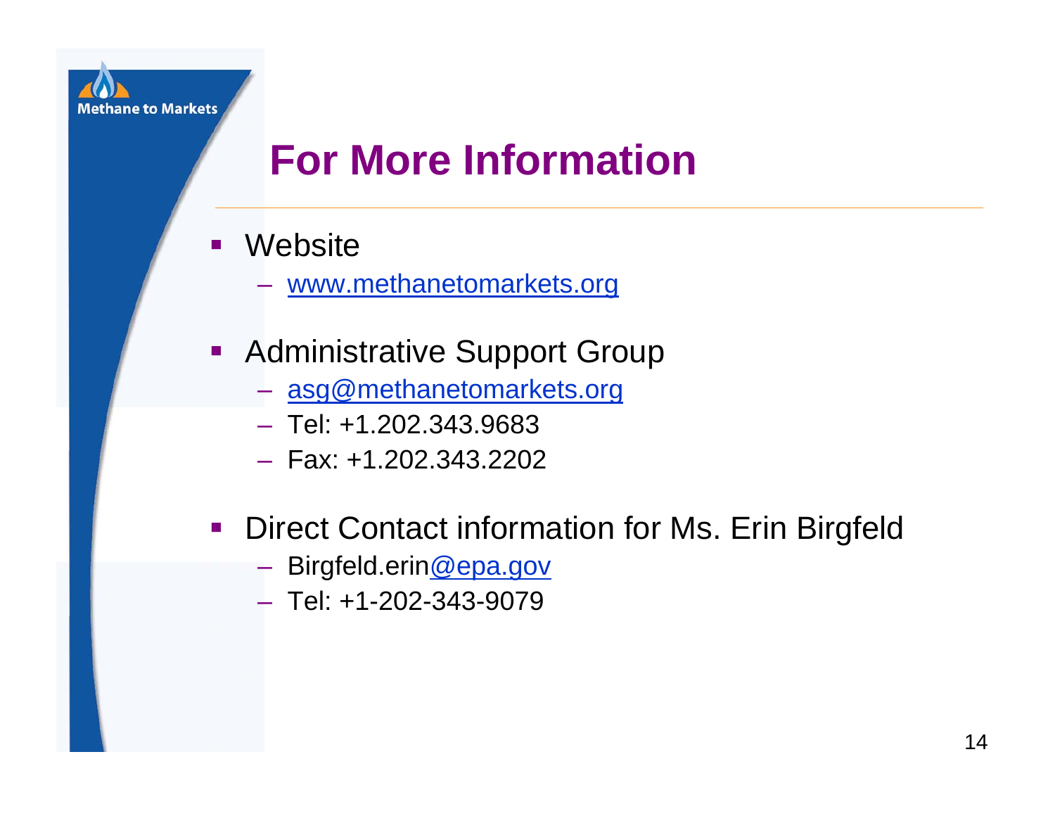Methane to Markets

# For More Information

- Website
  - www.methanetomarkets.org
- Administrative Support Group
  - asg@methanetomarkets.org
  - Tel: +1.202.343.9683
  - Fax: +1.202.343.2202
- Direct Contact information for Ms. Erin Birgfeld
  - Birgfeld.erin@epa.gov
  - Tel: +1-202-343-9079